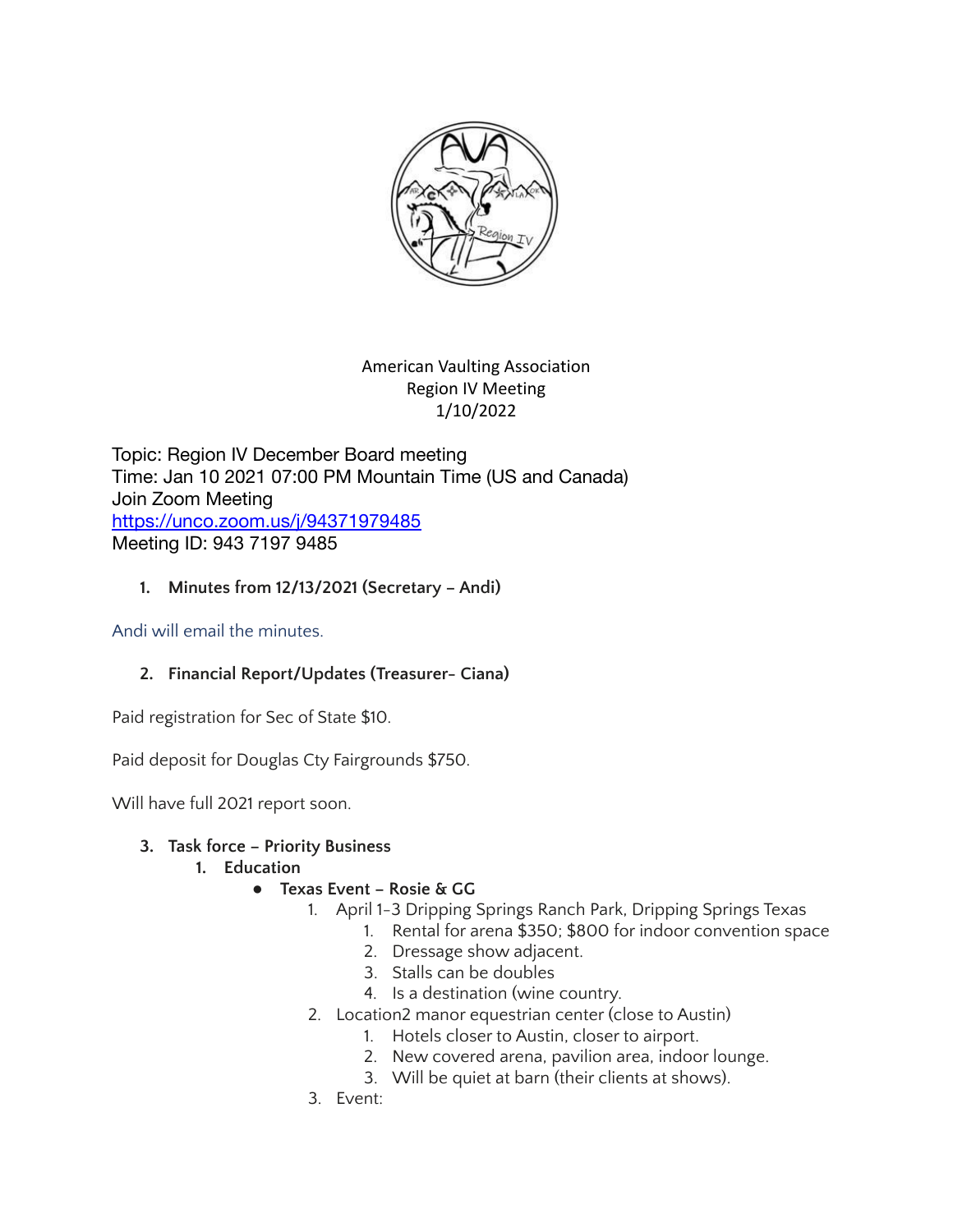American Vaulting Association
Region IV Meeting
1/10/2022

Topic: Region IV December Board meeting
Time: Jan 10 2021 07:00 PM Mountain Time (US and Canada)
Join Zoom Meeting
https://unco.zoom.us/j/94371979485
Meeting ID: 943 7197 9485

1. **Minutes from 12/13/2021 (Secretary – Andi)**

Andi will email the minutes.

2. **Financial Report/Updates (Treasurer- Ciana)**

Paid registration for Sec of State $10.

Paid deposit for Douglas Cty Fairgrounds $750.

Will have full 2021 report soon.

3. **Task force – Priority Business**
   1. **Education**
      - **Texas Event – Rosie & GG**
        1. April 1-3 Dripping Springs Ranch Park, Dripping Springs Texas
           1. Rental for arena $350; $800 for indoor convention space
           2. Dressage show adjacent.
           3. Stalls can be doubles
           4. Is a destination (wine country.
        2. Location2 manor equestrian center (close to Austin)
           1. Hotels closer to Austin, closer to airport.
           2. New covered arena, pavilion area, indoor lounge.
           3. Will be quiet at barn (their clients at shows).
        3. Event: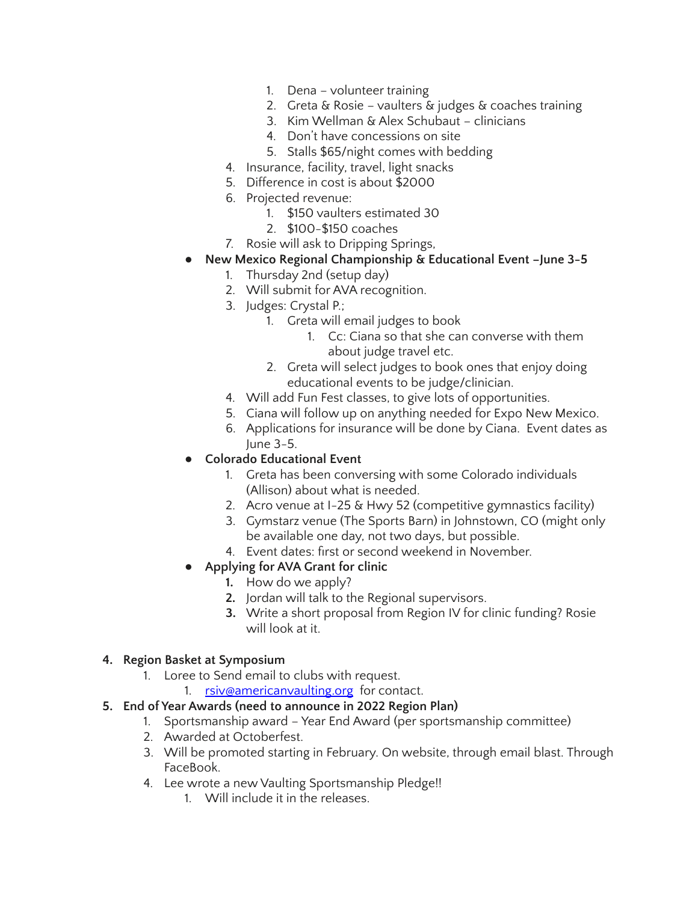1. Dena – volunteer training
      2. Greta & Rosie – vaulters & judges & coaches training
      3. Kim Wellman & Alex Schubaut – clinicians
      4. Don't have concessions on site
      5. Stalls $65/night comes with bedding
   4. Insurance, facility, travel, light snacks
   5. Difference in cost is about $2000
   6. Projected revenue:
      1. $150 vaulters estimated 30
      2. $100-$150 coaches
   7. Rosie will ask to Dripping Springs,

- **New Mexico Regional Championship & Educational Event –June 3-5**
   1. Thursday 2nd (setup day)
   2. Will submit for AVA recognition.
   3. Judges: Crystal P.;
      1. Greta will email judges to book
         1. Cc: Ciana so that she can converse with them about judge travel etc.
      2. Greta will select judges to book ones that enjoy doing educational events to be judge/clinician.
   4. Will add Fun Fest classes, to give lots of opportunities.
   5. Ciana will follow up on anything needed for Expo New Mexico.
   6. Applications for insurance will be done by Ciana. Event dates as June 3-5.
- **Colorado Educational Event**
   1. Greta has been conversing with some Colorado individuals (Allison) about what is needed.
   2. Acro venue at I-25 & Hwy 52 (competitive gymnastics facility)
   3. Gymstarz venue (The Sports Barn) in Johnstown, CO (might only be available one day, not two days, but possible.
   4. Event dates: first or second weekend in November.
- **Applying for AVA Grant for clinic**
   1. How do we apply?
   2. Jordan will talk to the Regional supervisors.
   3. Write a short proposal from Region IV for clinic funding? Rosie will look at it.

4. **Region Basket at Symposium**
   1. Loree to Send email to clubs with request.
      1. rsiv@americanvaulting.org for contact.
5. **End of Year Awards (need to announce in 2022 Region Plan)**
   1. Sportsmanship award – Year End Award (per sportsmanship committee)
   2. Awarded at Octoberfest.
   3. Will be promoted starting in February. On website, through email blast. Through FaceBook.
   4. Lee wrote a new Vaulting Sportsmanship Pledge!!
      1. Will include it in the releases.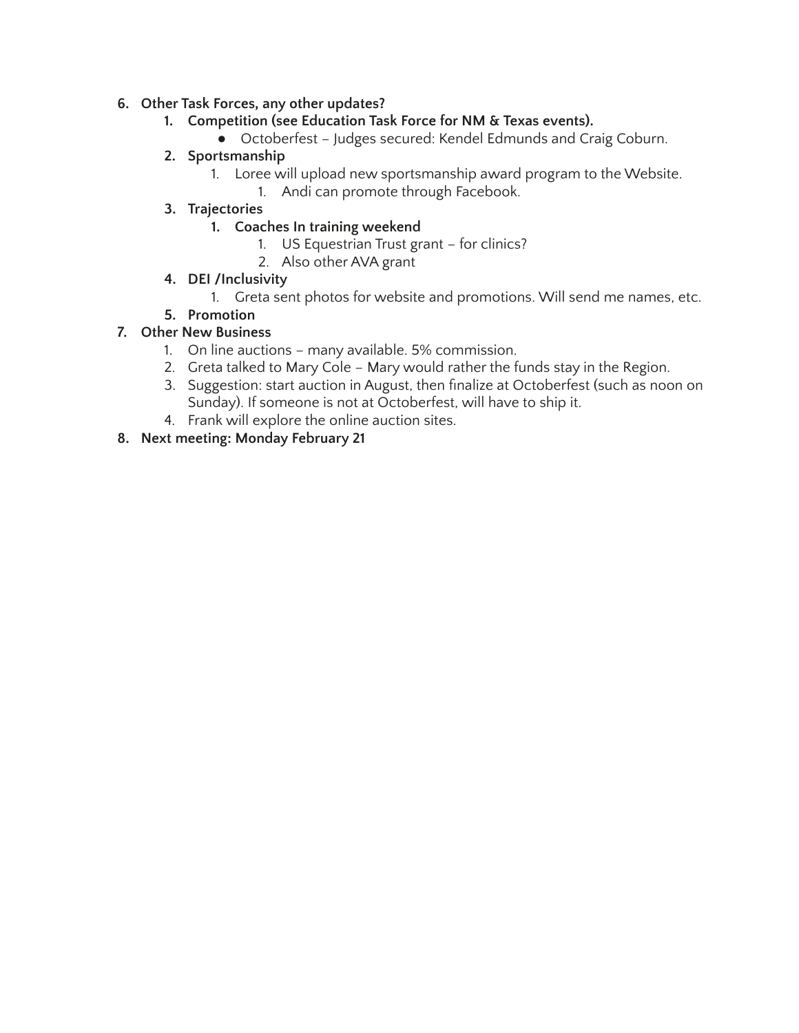6. **Other Task Forces, any other updates?**
    1. **Competition (see Education Task Force for NM & Texas events).**
        - Octoberfest – Judges secured: Kendel Edmunds and Craig Coburn.
    2. **Sportsmanship**
        1. Loree will upload new sportsmanship award program to the Website.
            1. Andi can promote through Facebook.
    3. **Trajectories**
        1. **Coaches In training weekend**
            1. US Equestrian Trust grant – for clinics?
            2. Also other AVA grant
    4. **DEI /Inclusivity**
        1. Greta sent photos for website and promotions. Will send me names, etc.
    5. **Promotion**
7. **Other New Business**
    1. On line auctions – many available. 5% commission.
    2. Greta talked to Mary Cole – Mary would rather the funds stay in the Region.
    3. Suggestion: start auction in August, then finalize at Octoberfest (such as noon on Sunday). If someone is not at Octoberfest, will have to ship it.
    4. Frank will explore the online auction sites.
8. **Next meeting: Monday February 21**